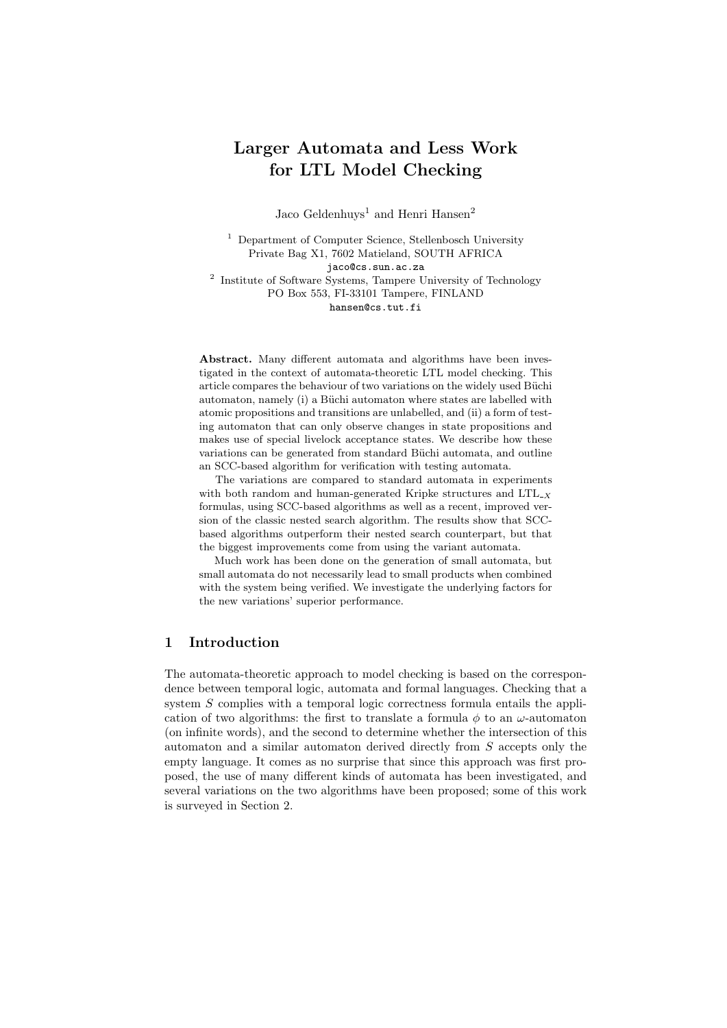# Larger Automata and Less Work for LTL Model Checking

Jaco Geldenhuys[1] and Henri Hansen[2]

[1] Department of Computer Science, Stellenbosch University
Private Bag X1, 7602 Matieland, SOUTH AFRICA
jaco@cs.sun.ac.za

[2] Institute of Software Systems, Tampere University of Technology
PO Box 553, FI-33101 Tampere, FINLAND
hansen@cs.tut.fi

**Abstract.** Many different automata and algorithms have been investigated in the context of automata-theoretic LTL model checking. This article compares the behaviour of two variations on the widely used Büchi automaton, namely (i) a Büchi automaton where states are labelled with atomic propositions and transitions are unlabelled, and (ii) a form of testing automaton that can only observe changes in state propositions and makes use of special livelock acceptance states. We describe how these variations can be generated from standard Büchi automata, and outline an SCC-based algorithm for verification with testing automata.

The variations are compared to standard automata in experiments with both random and human-generated Kripke structures and $\text{LTL}_{-X}$ formulas, using SCC-based algorithms as well as a recent, improved version of the classic nested search algorithm. The results show that SCC-based algorithms outperform their nested search counterpart, but that the biggest improvements come from using the variant automata.

Much work has been done on the generation of small automata, but small automata do not necessarily lead to small products when combined with the system being verified. We investigate the underlying factors for the new variations' superior performance.

## 1 Introduction

The automata-theoretic approach to model checking is based on the correspondence between temporal logic, automata and formal languages. Checking that a system $S$ complies with a temporal logic correctness formula entails the application of two algorithms: the first to translate a formula $\phi$ to an $\omega$-automaton (on infinite words), and the second to determine whether the intersection of this automaton and a similar automaton derived directly from $S$ accepts only the empty language. It comes as no surprise that since this approach was first proposed, the use of many different kinds of automata has been investigated, and several variations on the two algorithms have been proposed; some of this work is surveyed in Section 2.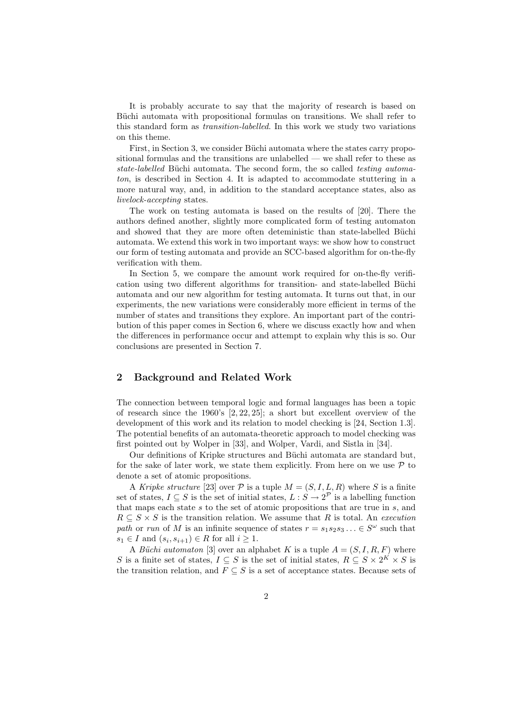It is probably accurate to say that the majority of research is based on Büchi automata with propositional formulas on transitions. We shall refer to this standard form as *transition-labelled*. In this work we study two variations on this theme.

First, in Section 3, we consider Büchi automata where the states carry propositional formulas and the transitions are unlabelled — we shall refer to these as *state-labelled* Büchi automata. The second form, the so called *testing automaton*, is described in Section 4. It is adapted to accommodate stuttering in a more natural way, and, in addition to the standard acceptance states, also as *livelock-accepting* states.

The work on testing automata is based on the results of [20]. There the authors defined another, slightly more complicated form of testing automaton and showed that they are more often deteministic than state-labelled Büchi automata. We extend this work in two important ways: we show how to construct our form of testing automata and provide an SCC-based algorithm for on-the-fly verification with them.

In Section 5, we compare the amount work required for on-the-fly verification using two different algorithms for transition- and state-labelled Büchi automata and our new algorithm for testing automata. It turns out that, in our experiments, the new variations were considerably more efficient in terms of the number of states and transitions they explore. An important part of the contribution of this paper comes in Section 6, where we discuss exactly how and when the differences in performance occur and attempt to explain why this is so. Our conclusions are presented in Section 7.

## 2 Background and Related Work

The connection between temporal logic and formal languages has been a topic of research since the 1960's [2, 22, 25]; a short but excellent overview of the development of this work and its relation to model checking is [24, Section 1.3]. The potential benefits of an automata-theoretic approach to model checking was first pointed out by Wolper in [33], and Wolper, Vardi, and Sistla in [34].

Our definitions of Kripke structures and Büchi automata are standard but, for the sake of later work, we state them explicitly. From here on we use $\mathcal{P}$ to denote a set of atomic propositions.

A *Kripke structure* [23] over $\mathcal{P}$ is a tuple $M = (S, I, L, R)$ where $S$ is a finite set of states, $I \subseteq S$ is the set of initial states, $L : S \to 2^{\mathcal{P}}$ is a labelling function that maps each state $s$ to the set of atomic propositions that are true in $s$, and $R \subseteq S \times S$ is the transition relation. We assume that $R$ is total. An *execution path* or *run* of $M$ is an infinite sequence of states $r = s_1 s_2 s_3 \ldots \in S^\omega$ such that $s_1 \in I$ and $(s_i, s_{i+1}) \in R$ for all $i \geq 1$.

A *Büchi automaton* [3] over an alphabet $K$ is a tuple $A = (S, I, R, F)$ where $S$ is a finite set of states, $I \subseteq S$ is the set of initial states, $R \subseteq S \times 2^K \times S$ is the transition relation, and $F \subseteq S$ is a set of acceptance states. Because sets of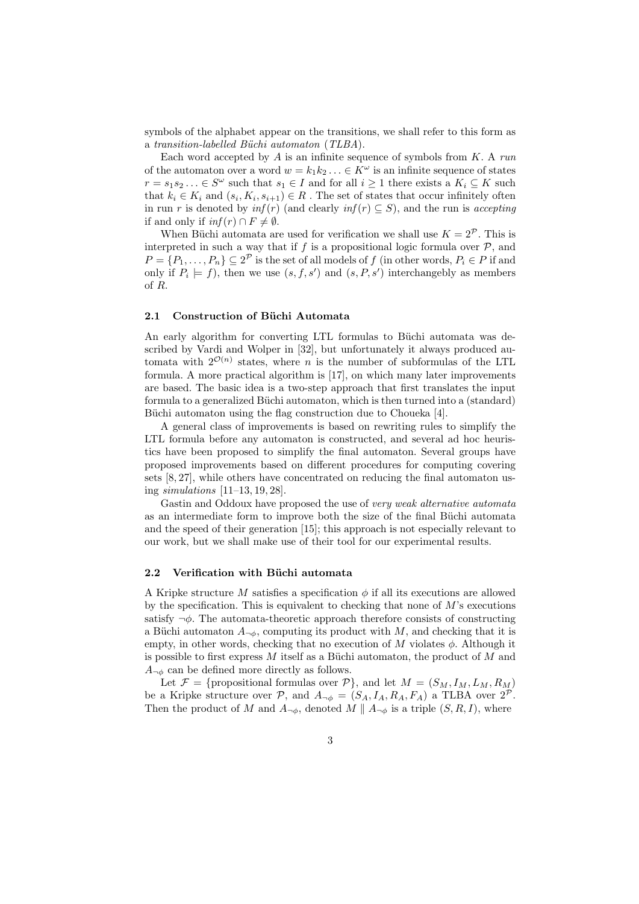symbols of the alphabet appear on the transitions, we shall refer to this form as a *transition-labelled Büchi automaton* (*TLBA*).

Each word accepted by $A$ is an infinite sequence of symbols from $K$. A *run* of the automaton over a word $w = k_1 k_2 \ldots \in K^\omega$ is an infinite sequence of states $r = s_1 s_2 \ldots \in S^\omega$ such that $s_1 \in I$ and for all $i \geq 1$ there exists a $K_i \subseteq K$ such that $k_i \in K_i$ and $(s_i, K_i, s_{i+1}) \in R$ . The set of states that occur infinitely often in run $r$ is denoted by $inf(r)$ (and clearly $inf(r) \subseteq S$), and the run is *accepting* if and only if $inf(r) \cap F \neq \emptyset$.

When Büchi automata are used for verification we shall use $K = 2^{\mathcal{P}}$. This is interpreted in such a way that if $f$ is a propositional logic formula over $\mathcal{P}$, and $P = \{P_1, \ldots, P_n\} \subseteq 2^{\mathcal{P}}$ is the set of all models of $f$ (in other words, $P_i \in P$ if and only if $P_i \models f$), then we use $(s, f, s')$ and $(s, P, s')$ interchangebly as members of $R$.

### 2.1 Construction of Büchi Automata

An early algorithm for converting LTL formulas to Büchi automata was described by Vardi and Wolper in [32], but unfortunately it always produced automata with $2^{\mathcal{O}(n)}$ states, where $n$ is the number of subformulas of the LTL formula. A more practical algorithm is [17], on which many later improvements are based. The basic idea is a two-step approach that first translates the input formula to a generalized Büchi automaton, which is then turned into a (standard) Büchi automaton using the flag construction due to Choueka [4].

A general class of improvements is based on rewriting rules to simplify the LTL formula before any automaton is constructed, and several ad hoc heuristics have been proposed to simplify the final automaton. Several groups have proposed improvements based on different procedures for computing covering sets [8, 27], while others have concentrated on reducing the final automaton using *simulations* [11–13, 19, 28].

Gastin and Oddoux have proposed the use of *very weak alternative automata* as an intermediate form to improve both the size of the final Büchi automata and the speed of their generation [15]; this approach is not especially relevant to our work, but we shall make use of their tool for our experimental results.

### 2.2 Verification with Büchi automata

A Kripke structure $M$ satisfies a specification $\phi$ if all its executions are allowed by the specification. This is equivalent to checking that none of $M$'s executions satisfy $\neg\phi$. The automata-theoretic approach therefore consists of constructing a Büchi automaton $A_{\neg\phi}$, computing its product with $M$, and checking that it is empty, in other words, checking that no execution of $M$ violates $\phi$. Although it is possible to first express $M$ itself as a Büchi automaton, the product of $M$ and $A_{\neg\phi}$ can be defined more directly as follows.

Let $\mathcal{F} = \{\text{propositional formulas over } \mathcal{P}\}$, and let $M = (S_M, I_M, L_M, R_M)$ be a Kripke structure over $\mathcal{P}$, and $A_{\neg\phi} = (S_A, I_A, R_A, F_A)$ a TLBA over $2^{\mathcal{P}}$. Then the product of $M$ and $A_{\neg\phi}$, denoted $M \parallel A_{\neg\phi}$ is a triple $(S, R, I)$, where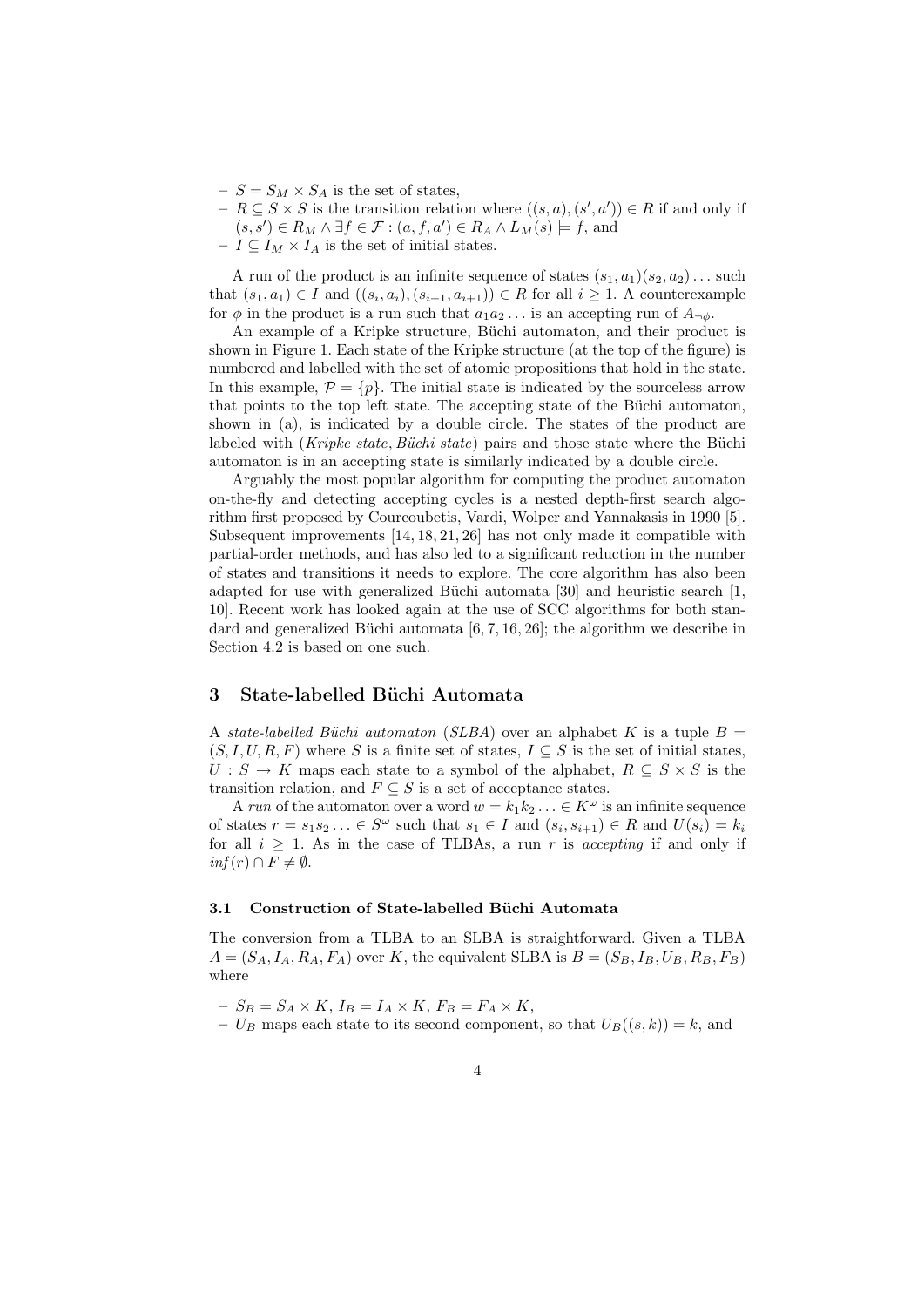- $S = S_M \times S_A$ is the set of states,
- $R \subseteq S \times S$ is the transition relation where $((s, a), (s', a')) \in R$ if and only if $(s, s') \in R_M \wedge \exists f \in \mathcal{F} : (a, f, a') \in R_A \wedge L_M(s) \models f$, and
- $I \subseteq I_M \times I_A$ is the set of initial states.

A run of the product is an infinite sequence of states $(s_1, a_1)(s_2, a_2)\ldots$ such that $(s_1, a_1) \in I$ and $((s_i, a_i), (s_{i+1}, a_{i+1})) \in R$ for all $i \geq 1$. A counterexample for $\phi$ in the product is a run such that $a_1 a_2 \ldots$ is an accepting run of $A_{\neg\phi}$.

An example of a Kripke structure, Büchi automaton, and their product is shown in Figure 1. Each state of the Kripke structure (at the top of the figure) is numbered and labelled with the set of atomic propositions that hold in the state. In this example, $\mathcal{P} = \{p\}$. The initial state is indicated by the sourceless arrow that points to the top left state. The accepting state of the Büchi automaton, shown in (a), is indicated by a double circle. The states of the product are labeled with (*Kripke state*, *Büchi state*) pairs and those state where the Büchi automaton is in an accepting state is similarly indicated by a double circle.

Arguably the most popular algorithm for computing the product automaton on-the-fly and detecting accepting cycles is a nested depth-first search algorithm first proposed by Courcoubetis, Vardi, Wolper and Yannakasis in 1990 [5]. Subsequent improvements [14, 18, 21, 26] has not only made it compatible with partial-order methods, and has also led to a significant reduction in the number of states and transitions it needs to explore. The core algorithm has also been adapted for use with generalized Büchi automata [30] and heuristic search [1, 10]. Recent work has looked again at the use of SCC algorithms for both standard and generalized Büchi automata [6, 7, 16, 26]; the algorithm we describe in Section 4.2 is based on one such.

## 3 State-labelled Büchi Automata

A *state-labelled Büchi automaton* (*SLBA*) over an alphabet $K$ is a tuple $B = (S, I, U, R, F)$ where $S$ is a finite set of states, $I \subseteq S$ is the set of initial states, $U : S \to K$ maps each state to a symbol of the alphabet, $R \subseteq S \times S$ is the transition relation, and $F \subseteq S$ is a set of acceptance states.

A *run* of the automaton over a word $w = k_1 k_2 \ldots \in K^\omega$ is an infinite sequence of states $r = s_1 s_2 \ldots \in S^\omega$ such that $s_1 \in I$ and $(s_i, s_{i+1}) \in R$ and $U(s_i) = k_i$ for all $i \geq 1$. As in the case of TLBAs, a run $r$ is *accepting* if and only if $\mathit{inf}(r) \cap F \neq \emptyset$.

### 3.1 Construction of State-labelled Büchi Automata

The conversion from a TLBA to an SLBA is straightforward. Given a TLBA $A = (S_A, I_A, R_A, F_A)$ over $K$, the equivalent SLBA is $B = (S_B, I_B, U_B, R_B, F_B)$ where

- $S_B = S_A \times K$, $I_B = I_A \times K$, $F_B = F_A \times K$,
- $U_B$ maps each state to its second component, so that $U_B((s, k)) = k$, and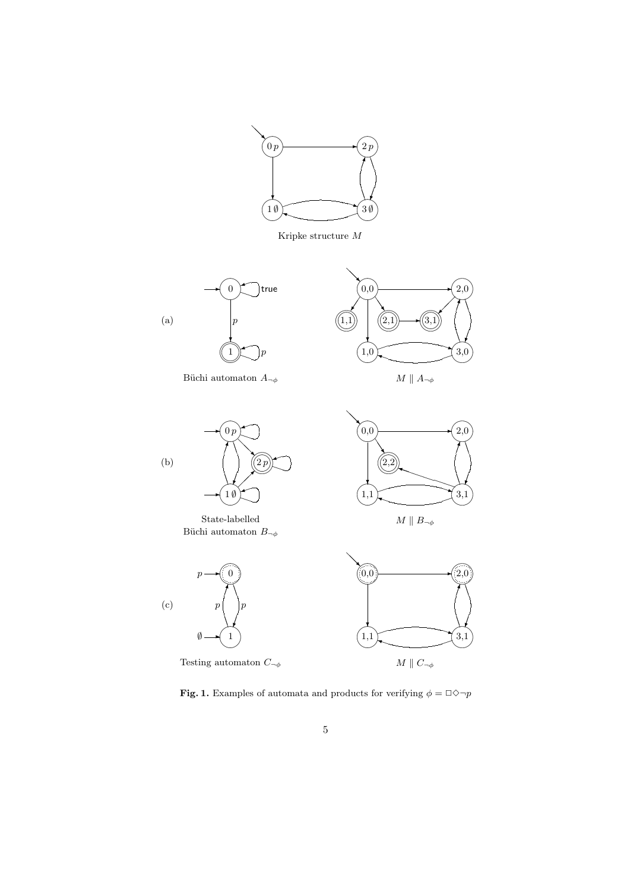**Fig. 1.** Examples of automata and products for verifying $\phi = \Box\Diamond\neg p$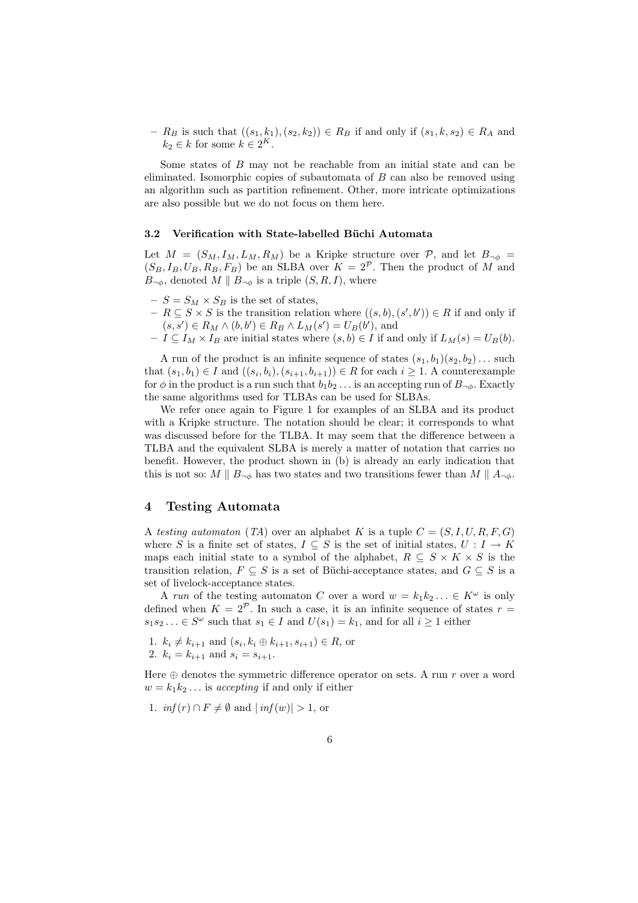- $R_B$ is such that $((s_1, k_1), (s_2, k_2)) \in R_B$ if and only if $(s_1, k, s_2) \in R_A$ and $k_2 \in k$ for some $k \in 2^K$.

Some states of $B$ may not be reachable from an initial state and can be eliminated. Isomorphic copies of subautomata of $B$ can also be removed using an algorithm such as partition refinement. Other, more intricate optimizations are also possible but we do not focus on them here.

### 3.2 Verification with State-labelled Büchi Automata

Let $M = (S_M, I_M, L_M, R_M)$ be a Kripke structure over $\mathcal{P}$, and let $B_{\neg\phi} = (S_B, I_B, U_B, R_B, F_B)$ be an SLBA over $K = 2^{\mathcal{P}}$. Then the product of $M$ and $B_{\neg\phi}$, denoted $M \parallel B_{\neg\phi}$ is a triple $(S, R, I)$, where

- $S = S_M \times S_B$ is the set of states,
- $R \subseteq S \times S$ is the transition relation where $((s, b), (s', b')) \in R$ if and only if $(s, s') \in R_M \wedge (b, b') \in R_B \wedge L_M(s') = U_B(b')$, and
- $I \subseteq I_M \times I_B$ are initial states where $(s, b) \in I$ if and only if $L_M(s) = U_B(b)$.

A run of the product is an infinite sequence of states $(s_1, b_1)(s_2, b_2)\ldots$ such that $(s_1, b_1) \in I$ and $((s_i, b_i), (s_{i+1}, b_{i+1})) \in R$ for each $i \geq 1$. A counterexample for $\phi$ in the product is a run such that $b_1 b_2 \ldots$ is an accepting run of $B_{\neg\phi}$. Exactly the same algorithms used for TLBAs can be used for SLBAs.

We refer once again to Figure 1 for examples of an SLBA and its product with a Kripke structure. The notation should be clear; it corresponds to what was discussed before for the TLBA. It may seem that the difference between a TLBA and the equivalent SLBA is merely a matter of notation that carries no benefit. However, the product shown in (b) is already an early indication that this is not so: $M \parallel B_{\neg\phi}$ has two states and two transitions fewer than $M \parallel A_{\neg\phi}$.

## 4 Testing Automata

A *testing automaton* (*TA*) over an alphabet $K$ is a tuple $C = (S, I, U, R, F, G)$ where $S$ is a finite set of states, $I \subseteq S$ is the set of initial states, $U : I \to K$ maps each initial state to a symbol of the alphabet, $R \subseteq S \times K \times S$ is the transition relation, $F \subseteq S$ is a set of Büchi-acceptance states, and $G \subseteq S$ is a set of livelock-acceptance states.

A *run* of the testing automaton $C$ over a word $w = k_1 k_2 \ldots \in K^\omega$ is only defined when $K = 2^{\mathcal{P}}$. In such a case, it is an infinite sequence of states $r = s_1 s_2 \ldots \in S^\omega$ such that $s_1 \in I$ and $U(s_1) = k_1$, and for all $i \geq 1$ either

1. $k_i \neq k_{i+1}$ and $(s_i, k_i \oplus k_{i+1}, s_{i+1}) \in R$, or
2. $k_i = k_{i+1}$ and $s_i = s_{i+1}$.

Here $\oplus$ denotes the symmetric difference operator on sets. A run $r$ over a word $w = k_1 k_2 \ldots$ is *accepting* if and only if either

1. $\mathit{inf}(r) \cap F \neq \emptyset$ and $|\,\mathit{inf}(w)| > 1$, or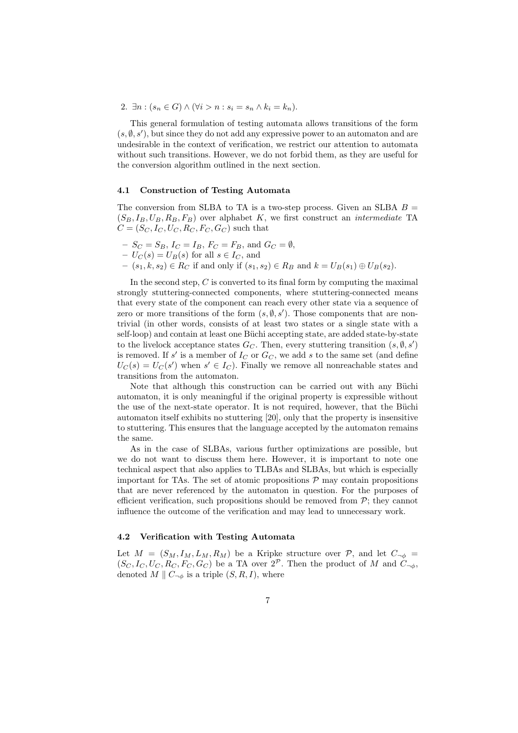2. $\exists n : (s_n \in G) \wedge (\forall i > n : s_i = s_n \wedge k_i = k_n)$.

This general formulation of testing automata allows transitions of the form $(s, \emptyset, s')$, but since they do not add any expressive power to an automaton and are undesirable in the context of verification, we restrict our attention to automata without such transitions. However, we do not forbid them, as they are useful for the conversion algorithm outlined in the next section.

### 4.1 Construction of Testing Automata

The conversion from SLBA to TA is a two-step process. Given an SLBA $B = (S_B, I_B, U_B, R_B, F_B)$ over alphabet $K$, we first construct an *intermediate* TA $C = (S_C, I_C, U_C, R_C, F_C, G_C)$ such that

- $S_C = S_B$, $I_C = I_B$, $F_C = F_B$, and $G_C = \emptyset$,
- $U_C(s) = U_B(s)$ for all $s \in I_C$, and
- $(s_1, k, s_2) \in R_C$ if and only if $(s_1, s_2) \in R_B$ and $k = U_B(s_1) \oplus U_B(s_2)$.

In the second step, $C$ is converted to its final form by computing the maximal strongly stuttering-connected components, where stuttering-connected means that every state of the component can reach every other state via a sequence of zero or more transitions of the form $(s, \emptyset, s')$. Those components that are nontrivial (in other words, consists of at least two states or a single state with a self-loop) and contain at least one Büchi accepting state, are added state-by-state to the livelock acceptance states $G_C$. Then, every stuttering transition $(s, \emptyset, s')$ is removed. If $s'$ is a member of $I_C$ or $G_C$, we add $s$ to the same set (and define $U_C(s) = U_C(s')$ when $s' \in I_C$). Finally we remove all nonreachable states and transitions from the automaton.

Note that although this construction can be carried out with any Büchi automaton, it is only meaningful if the original property is expressible without the use of the next-state operator. It is not required, however, that the Büchi automaton itself exhibits no stuttering [20], only that the property is insensitive to stuttering. This ensures that the language accepted by the automaton remains the same.

As in the case of SLBAs, various further optimizations are possible, but we do not want to discuss them here. However, it is important to note one technical aspect that also applies to TLBAs and SLBAs, but which is especially important for TAs. The set of atomic propositions $\mathcal{P}$ may contain propositions that are never referenced by the automaton in question. For the purposes of efficient verification, such propositions should be removed from $\mathcal{P}$; they cannot influence the outcome of the verification and may lead to unnecessary work.

### 4.2 Verification with Testing Automata

Let $M = (S_M, I_M, L_M, R_M)$ be a Kripke structure over $\mathcal{P}$, and let $C_{\neg\phi} = (S_C, I_C, U_C, R_C, F_C, G_C)$ be a TA over $2^{\mathcal{P}}$. Then the product of $M$ and $C_{\neg\phi}$, denoted $M \parallel C_{\neg\phi}$ is a triple $(S, R, I)$, where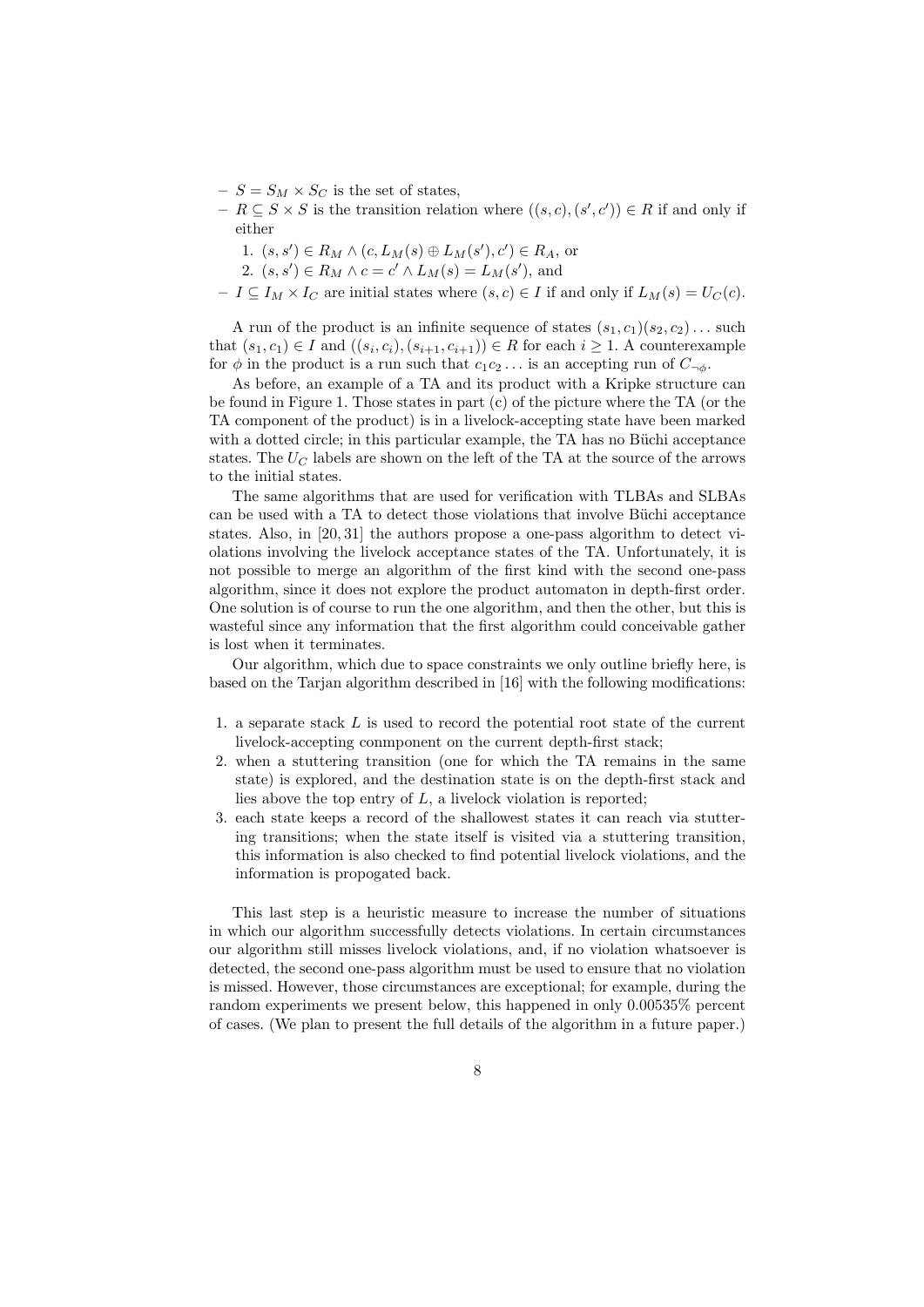- $S = S_M \times S_C$ is the set of states,
- $R \subseteq S \times S$ is the transition relation where $((s, c), (s', c')) \in R$ if and only if either
  1. $(s, s') \in R_M \wedge (c, L_M(s) \oplus L_M(s'), c') \in R_A$, or
  2. $(s, s') \in R_M \wedge c = c' \wedge L_M(s) = L_M(s')$, and
- $I \subseteq I_M \times I_C$ are initial states where $(s, c) \in I$ if and only if $L_M(s) = U_C(c)$.

A run of the product is an infinite sequence of states $(s_1, c_1)(s_2, c_2)\ldots$ such that $(s_1, c_1) \in I$ and $((s_i, c_i), (s_{i+1}, c_{i+1})) \in R$ for each $i \geq 1$. A counterexample for $\phi$ in the product is a run such that $c_1 c_2 \ldots$ is an accepting run of $C_{\neg\phi}$.

As before, an example of a TA and its product with a Kripke structure can be found in Figure 1. Those states in part (c) of the picture where the TA (or the TA component of the product) is in a livelock-accepting state have been marked with a dotted circle; in this particular example, the TA has no Büchi acceptance states. The $U_C$ labels are shown on the left of the TA at the source of the arrows to the initial states.

The same algorithms that are used for verification with TLBAs and SLBAs can be used with a TA to detect those violations that involve Büchi acceptance states. Also, in [20, 31] the authors propose a one-pass algorithm to detect violations involving the livelock acceptance states of the TA. Unfortunately, it is not possible to merge an algorithm of the first kind with the second one-pass algorithm, since it does not explore the product automaton in depth-first order. One solution is of course to run the one algorithm, and then the other, but this is wasteful since any information that the first algorithm could conceivable gather is lost when it terminates.

Our algorithm, which due to space constraints we only outline briefly here, is based on the Tarjan algorithm described in [16] with the following modifications:

1. a separate stack $L$ is used to record the potential root state of the current livelock-accepting conmponent on the current depth-first stack;
2. when a stuttering transition (one for which the TA remains in the same state) is explored, and the destination state is on the depth-first stack and lies above the top entry of $L$, a livelock violation is reported;
3. each state keeps a record of the shallowest states it can reach via stuttering transitions; when the state itself is visited via a stuttering transition, this information is also checked to find potential livelock violations, and the information is propogated back.

This last step is a heuristic measure to increase the number of situations in which our algorithm successfully detects violations. In certain circumstances our algorithm still misses livelock violations, and, if no violation whatsoever is detected, the second one-pass algorithm must be used to ensure that no violation is missed. However, those circumstances are exceptional; for example, during the random experiments we present below, this happened in only 0.00535% percent of cases. (We plan to present the full details of the algorithm in a future paper.)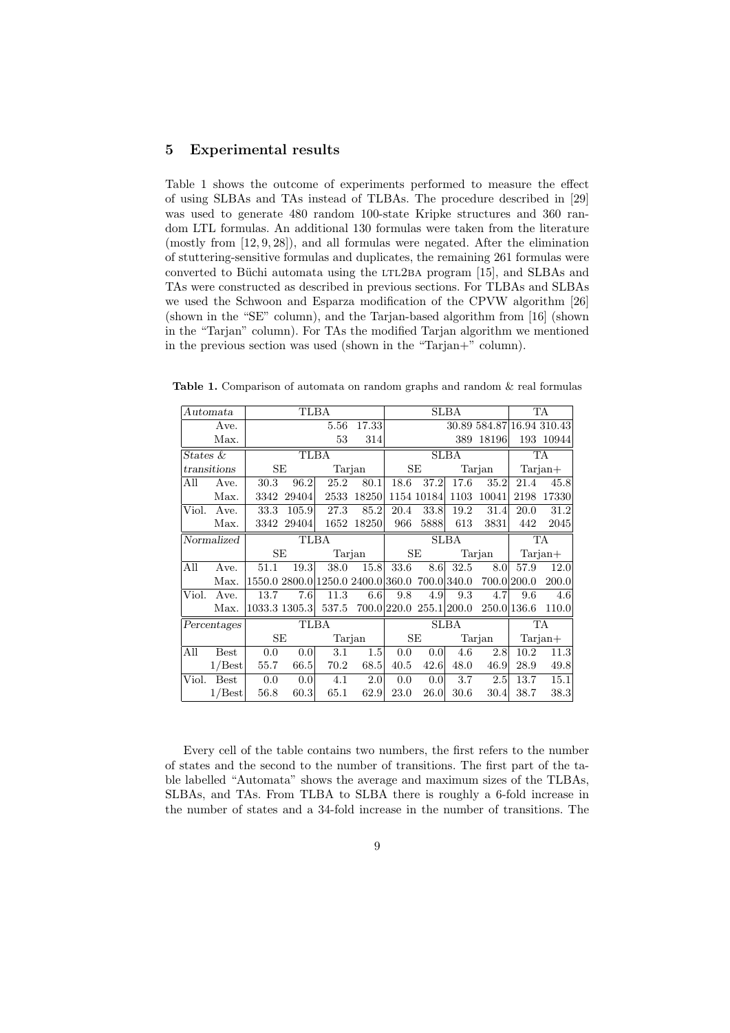## 5 Experimental results

Table 1 shows the outcome of experiments performed to measure the effect of using SLBAs and TAs instead of TLBAs. The procedure described in [29] was used to generate 480 random 100-state Kripke structures and 360 random LTL formulas. An additional 130 formulas were taken from the literature (mostly from [12, 9, 28]), and all formulas were negated. After the elimination of stuttering-sensitive formulas and duplicates, the remaining 261 formulas were converted to Büchi automata using the LTL2BA program [15], and SLBAs and TAs were constructed as described in previous sections. For TLBAs and SLBAs we used the Schwoon and Esparza modification of the CPVW algorithm [26] (shown in the "SE" column), and the Tarjan-based algorithm from [16] (shown in the "Tarjan" column). For TAs the modified Tarjan algorithm we mentioned in the previous section was used (shown in the "Tarjan+" column).

**Table 1.** Comparison of automata on random graphs and random & real formulas

| *Automata* | | TLBA | | | | SLBA | | | | TA | |
|---|---|---|---|---|---|---|---|---|---|---|---|
| | Ave. | | | 5.56 | 17.33 | | | 30.89 | 584.87 | 16.94 | 310.43 |
| | Max. | | | 53 | 314 | | | 389 | 18196 | 193 | 10944 |
| *States &* | | TLBA | | | | SLBA | | | | TA | |
| *transitions* | | SE | | Tarjan | | SE | | Tarjan | | Tarjan+ | |
| All | Ave. | 30.3 | 96.2 | 25.2 | 80.1 | 18.6 | 37.2 | 17.6 | 35.2 | 21.4 | 45.8 |
| | Max. | 3342 | 29404 | 2533 | 18250 | 1154 | 10184 | 1103 | 10041 | 2198 | 17330 |
| Viol. | Ave. | 33.3 | 105.9 | 27.3 | 85.2 | 20.4 | 33.8 | 19.2 | 31.4 | 20.0 | 31.2 |
| | Max. | 3342 | 29404 | 1652 | 18250 | 966 | 5888 | 613 | 3831 | 442 | 2045 |
| *Normalized* | | TLBA | | | | SLBA | | | | TA | |
| | | SE | | Tarjan | | SE | | Tarjan | | Tarjan+ | |
| All | Ave. | 51.1 | 19.3 | 38.0 | 15.8 | 33.6 | 8.6 | 32.5 | 8.0 | 57.9 | 12.0 |
| | Max. | 1550.0 | 2800.0 | 1250.0 | 2400.0 | 360.0 | 700.0 | 340.0 | 700.0 | 200.0 | 200.0 |
| Viol. | Ave. | 13.7 | 7.6 | 11.3 | 6.6 | 9.8 | 4.9 | 9.3 | 4.7 | 9.6 | 4.6 |
| | Max. | 1033.3 | 1305.3 | 537.5 | 700.0 | 220.0 | 255.1 | 200.0 | 250.0 | 136.6 | 110.0 |
| *Percentages* | | TLBA | | | | SLBA | | | | TA | |
| | | SE | | Tarjan | | SE | | Tarjan | | Tarjan+ | |
| All | Best | 0.0 | 0.0 | 3.1 | 1.5 | 0.0 | 0.0 | 4.6 | 2.8 | 10.2 | 11.3 |
| | 1/Best | 55.7 | 66.5 | 70.2 | 68.5 | 40.5 | 42.6 | 48.0 | 46.9 | 28.9 | 49.8 |
| Viol. | Best | 0.0 | 0.0 | 4.1 | 2.0 | 0.0 | 0.0 | 3.7 | 2.5 | 13.7 | 15.1 |
| | 1/Best | 56.8 | 60.3 | 65.1 | 62.9 | 23.0 | 26.0 | 30.6 | 30.4 | 38.7 | 38.3 |

Every cell of the table contains two numbers, the first refers to the number of states and the second to the number of transitions. The first part of the table labelled "Automata" shows the average and maximum sizes of the TLBAs, SLBAs, and TAs. From TLBA to SLBA there is roughly a 6-fold increase in the number of states and a 34-fold increase in the number of transitions. The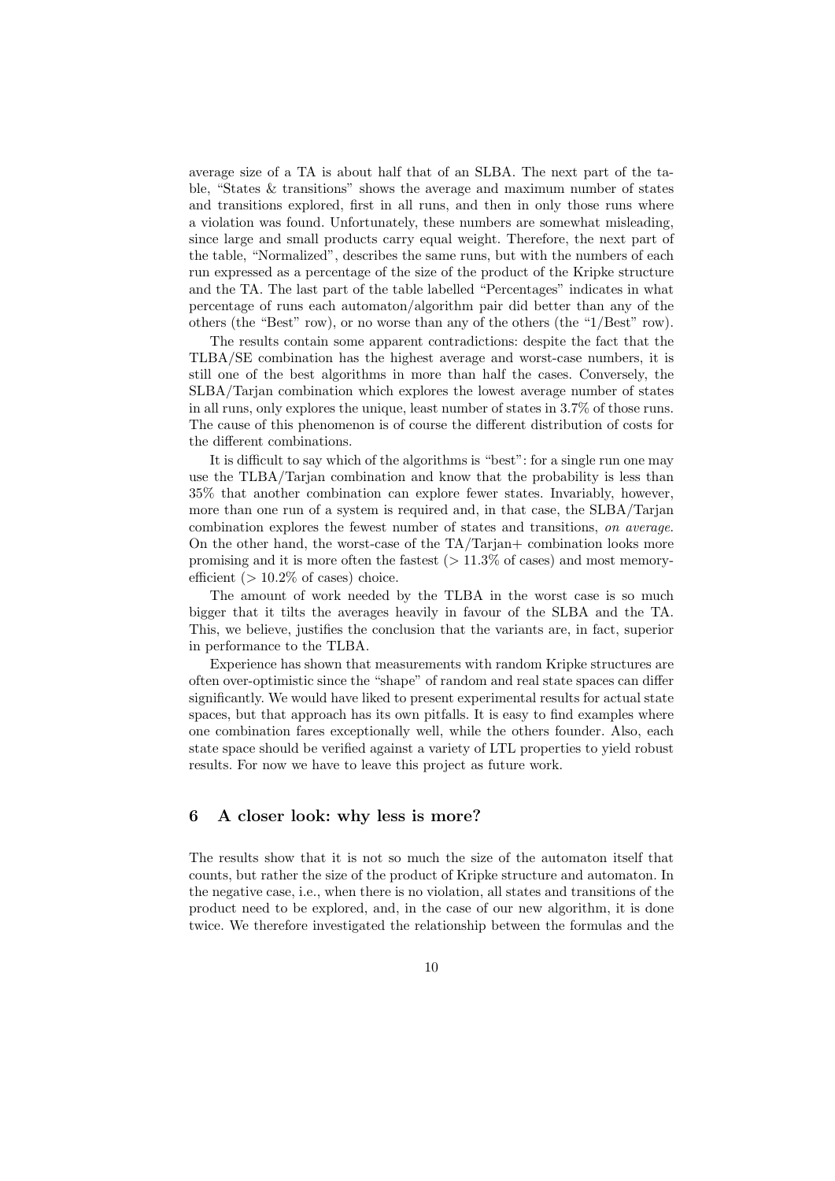average size of a TA is about half that of an SLBA. The next part of the table, "States & transitions" shows the average and maximum number of states and transitions explored, first in all runs, and then in only those runs where a violation was found. Unfortunately, these numbers are somewhat misleading, since large and small products carry equal weight. Therefore, the next part of the table, "Normalized", describes the same runs, but with the numbers of each run expressed as a percentage of the size of the product of the Kripke structure and the TA. The last part of the table labelled "Percentages" indicates in what percentage of runs each automaton/algorithm pair did better than any of the others (the "Best" row), or no worse than any of the others (the "1/Best" row).

The results contain some apparent contradictions: despite the fact that the TLBA/SE combination has the highest average and worst-case numbers, it is still one of the best algorithms in more than half the cases. Conversely, the SLBA/Tarjan combination which explores the lowest average number of states in all runs, only explores the unique, least number of states in 3.7% of those runs. The cause of this phenomenon is of course the different distribution of costs for the different combinations.

It is difficult to say which of the algorithms is "best": for a single run one may use the TLBA/Tarjan combination and know that the probability is less than 35% that another combination can explore fewer states. Invariably, however, more than one run of a system is required and, in that case, the SLBA/Tarjan combination explores the fewest number of states and transitions, *on average*. On the other hand, the worst-case of the TA/Tarjan+ combination looks more promising and it is more often the fastest ($> 11.3\%$ of cases) and most memory-efficient ($> 10.2\%$ of cases) choice.

The amount of work needed by the TLBA in the worst case is so much bigger that it tilts the averages heavily in favour of the SLBA and the TA. This, we believe, justifies the conclusion that the variants are, in fact, superior in performance to the TLBA.

Experience has shown that measurements with random Kripke structures are often over-optimistic since the "shape" of random and real state spaces can differ significantly. We would have liked to present experimental results for actual state spaces, but that approach has its own pitfalls. It is easy to find examples where one combination fares exceptionally well, while the others founder. Also, each state space should be verified against a variety of LTL properties to yield robust results. For now we have to leave this project as future work.

## 6 A closer look: why less is more?

The results show that it is not so much the size of the automaton itself that counts, but rather the size of the product of Kripke structure and automaton. In the negative case, i.e., when there is no violation, all states and transitions of the product need to be explored, and, in the case of our new algorithm, it is done twice. We therefore investigated the relationship between the formulas and the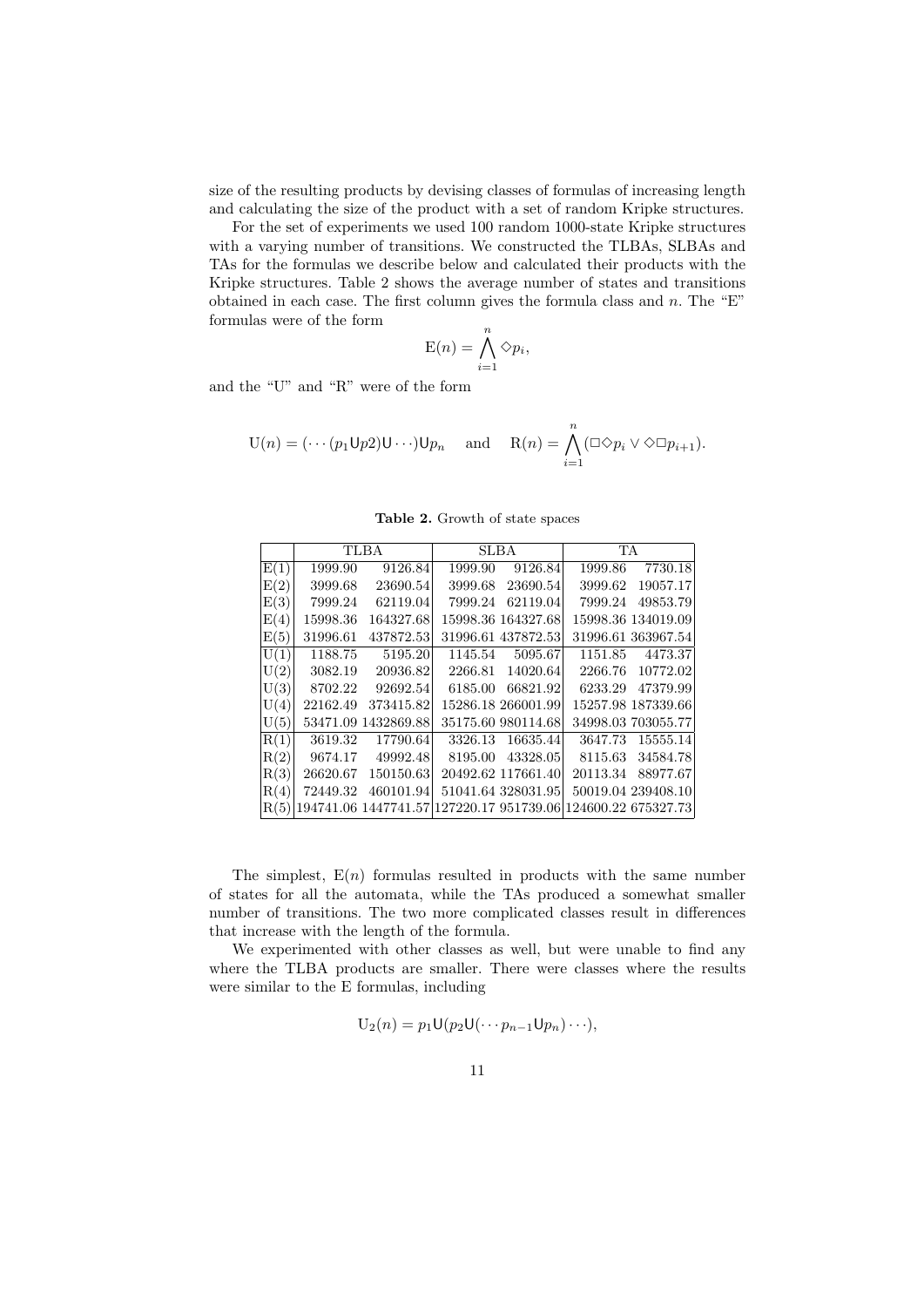size of the resulting products by devising classes of formulas of increasing length and calculating the size of the product with a set of random Kripke structures.

For the set of experiments we used 100 random 1000-state Kripke structures with a varying number of transitions. We constructed the TLBAs, SLBAs and TAs for the formulas we describe below and calculated their products with the Kripke structures. Table 2 shows the average number of states and transitions obtained in each case. The first column gives the formula class and $n$. The "E" formulas were of the form

$$\mathrm{E}(n) = \bigwedge_{i=1}^{n} \Diamond p_i,$$

and the "U" and "R" were of the form

$$\mathrm{U}(n) = (\cdots (p_1 \mathsf{U} p2) \mathsf{U} \cdots) \mathsf{U} p_n \quad \text{and} \quad \mathrm{R}(n) = \bigwedge_{i=1}^{n} (\Box\Diamond p_i \vee \Diamond\Box p_{i+1}).$$

**Table 2.** Growth of state spaces

| | TLBA | | SLBA | | TA | |
|---|---|---|---|---|---|---|
| E(1) | 1999.90 | 9126.84 | 1999.90 | 9126.84 | 1999.86 | 7730.18 |
| E(2) | 3999.68 | 23690.54 | 3999.68 | 23690.54 | 3999.62 | 19057.17 |
| E(3) | 7999.24 | 62119.04 | 7999.24 | 62119.04 | 7999.24 | 49853.79 |
| E(4) | 15998.36 | 164327.68 | 15998.36 | 164327.68 | 15998.36 | 134019.09 |
| E(5) | 31996.61 | 437872.53 | 31996.61 | 437872.53 | 31996.61 | 363967.54 |
| U(1) | 1188.75 | 5195.20 | 1145.54 | 5095.67 | 1151.85 | 4473.37 |
| U(2) | 3082.19 | 20936.82 | 2266.81 | 14020.64 | 2266.76 | 10772.02 |
| U(3) | 8702.22 | 92692.54 | 6185.00 | 66821.92 | 6233.29 | 47379.99 |
| U(4) | 22162.49 | 373415.82 | 15286.18 | 266001.99 | 15257.98 | 187339.66 |
| U(5) | 53471.09 | 1432869.88 | 35175.60 | 980114.68 | 34998.03 | 703055.77 |
| R(1) | 3619.32 | 17790.64 | 3326.13 | 16635.44 | 3647.73 | 15555.14 |
| R(2) | 9674.17 | 49992.48 | 8195.00 | 43328.05 | 8115.63 | 34584.78 |
| R(3) | 26620.67 | 150150.63 | 20492.62 | 117661.40 | 20113.34 | 88977.67 |
| R(4) | 72449.32 | 460101.94 | 51041.64 | 328031.95 | 50019.04 | 239408.10 |
| R(5) | 194741.06 | 1447741.57 | 127220.17 | 951739.06 | 124600.22 | 675327.73 |

The simplest, $\mathrm{E}(n)$ formulas resulted in products with the same number of states for all the automata, while the TAs produced a somewhat smaller number of transitions. The two more complicated classes result in differences that increase with the length of the formula.

We experimented with other classes as well, but were unable to find any where the TLBA products are smaller. There were classes where the results were similar to the E formulas, including

$$\mathrm{U}_2(n) = p_1 \mathsf{U}(p_2 \mathsf{U}(\cdots p_{n-1} \mathsf{U} p_n) \cdots),$$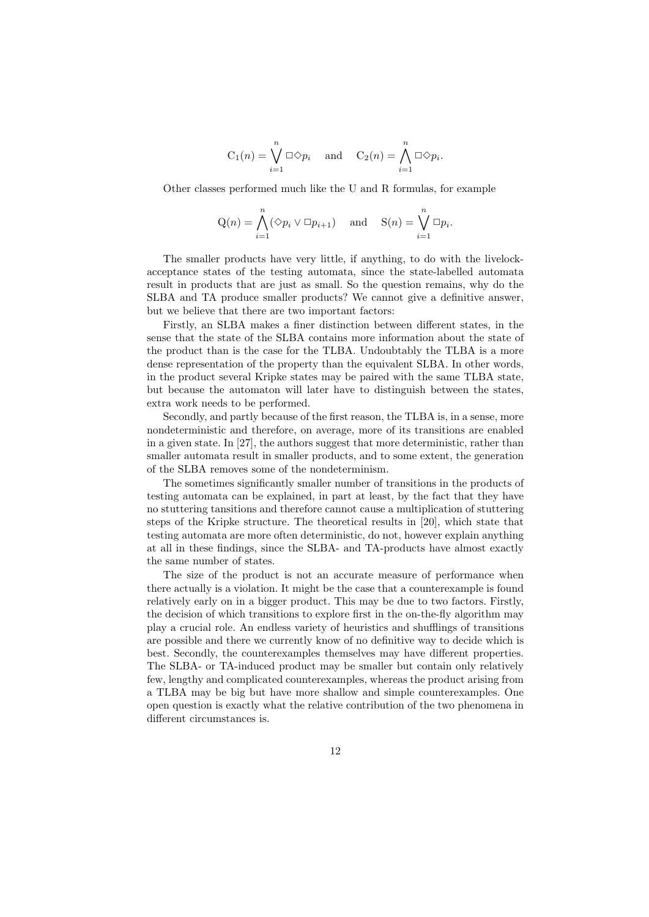$$\mathrm{C}_1(n) = \bigvee_{i=1}^{n} \Box\Diamond p_i \quad \text{and} \quad \mathrm{C}_2(n) = \bigwedge_{i=1}^{n} \Box\Diamond p_i.$$

Other classes performed much like the U and R formulas, for example

$$\mathrm{Q}(n) = \bigwedge_{i=1}^{n} (\Diamond p_i \vee \Box p_{i+1}) \quad \text{and} \quad \mathrm{S}(n) = \bigvee_{i=1}^{n} \Box p_i.$$

The smaller products have very little, if anything, to do with the livelock-acceptance states of the testing automata, since the state-labelled automata result in products that are just as small. So the question remains, why do the SLBA and TA produce smaller products? We cannot give a definitive answer, but we believe that there are two important factors:

Firstly, an SLBA makes a finer distinction between different states, in the sense that the state of the SLBA contains more information about the state of the product than is the case for the TLBA. Undoubtably the TLBA is a more dense representation of the property than the equivalent SLBA. In other words, in the product several Kripke states may be paired with the same TLBA state, but because the automaton will later have to distinguish between the states, extra work needs to be performed.

Secondly, and partly because of the first reason, the TLBA is, in a sense, more nondeterministic and therefore, on average, more of its transitions are enabled in a given state. In [27], the authors suggest that more deterministic, rather than smaller automata result in smaller products, and to some extent, the generation of the SLBA removes some of the nondeterminism.

The sometimes significantly smaller number of transitions in the products of testing automata can be explained, in part at least, by the fact that they have no stuttering tansitions and therefore cannot cause a multiplication of stuttering steps of the Kripke structure. The theoretical results in [20], which state that testing automata are more often deterministic, do not, however explain anything at all in these findings, since the SLBA- and TA-products have almost exactly the same number of states.

The size of the product is not an accurate measure of performance when there actually is a violation. It might be the case that a counterexample is found relatively early on in a bigger product. This may be due to two factors. Firstly, the decision of which transitions to explore first in the on-the-fly algorithm may play a crucial role. An endless variety of heuristics and shufflings of transitions are possible and there we currently know of no definitive way to decide which is best. Secondly, the counterexamples themselves may have different properties. The SLBA- or TA-induced product may be smaller but contain only relatively few, lengthy and complicated counterexamples, whereas the product arising from a TLBA may be big but have more shallow and simple counterexamples. One open question is exactly what the relative contribution of the two phenomena in different circumstances is.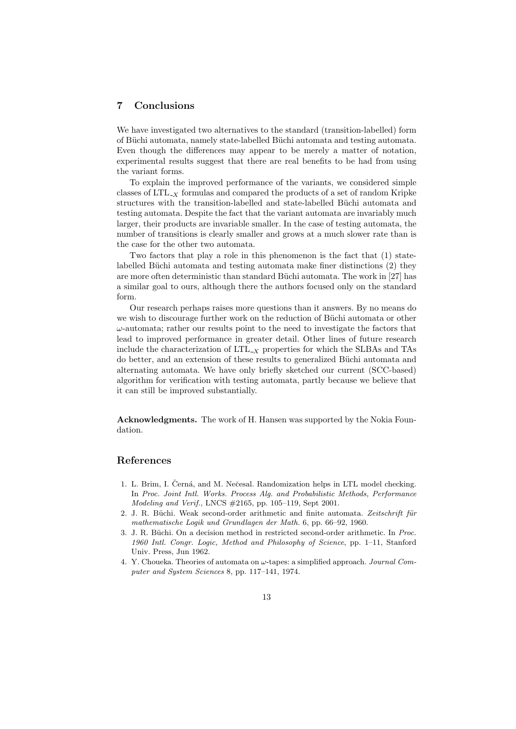## 7 Conclusions

We have investigated two alternatives to the standard (transition-labelled) form of Büchi automata, namely state-labelled Büchi automata and testing automata. Even though the differences may appear to be merely a matter of notation, experimental results suggest that there are real benefits to be had from using the variant forms.

To explain the improved performance of the variants, we considered simple classes of $\text{LTL}_{-X}$ formulas and compared the products of a set of random Kripke structures with the transition-labelled and state-labelled Büchi automata and testing automata. Despite the fact that the variant automata are invariably much larger, their products are invariable smaller. In the case of testing automata, the number of transitions is clearly smaller and grows at a much slower rate than is the case for the other two automata.

Two factors that play a role in this phenomenon is the fact that (1) state-labelled Büchi automata and testing automata make finer distinctions (2) they are more often deterministic than standard Büchi automata. The work in [27] has a similar goal to ours, although there the authors focused only on the standard form.

Our research perhaps raises more questions than it answers. By no means do we wish to discourage further work on the reduction of Büchi automata or other $\omega$-automata; rather our results point to the need to investigate the factors that lead to improved performance in greater detail. Other lines of future research include the characterization of $\text{LTL}_{-X}$ properties for which the SLBAs and TAs do better, and an extension of these results to generalized Büchi automata and alternating automata. We have only briefly sketched our current (SCC-based) algorithm for verification with testing automata, partly because we believe that it can still be improved substantially.

**Acknowledgments.** The work of H. Hansen was supported by the Nokia Foundation.

## References

1. L. Brim, I. Černá, and M. Nečesal. Randomization helps in LTL model checking. In *Proc. Joint Intl. Works. Process Alg. and Probabilistic Methods, Performance Modeling and Verif.*, LNCS #2165, pp. 105–119, Sept 2001.
2. J. R. Büchi. Weak second-order arithmetic and finite automata. *Zeitschrift für mathematische Logik und Grundlagen der Math.* 6, pp. 66–92, 1960.
3. J. R. Büchi. On a decision method in restricted second-order arithmetic. In *Proc. 1960 Intl. Congr. Logic, Method and Philosophy of Science*, pp. 1–11, Stanford Univ. Press, Jun 1962.
4. Y. Choueka. Theories of automata on $\omega$-tapes: a simplified approach. *Journal Computer and System Sciences* 8, pp. 117–141, 1974.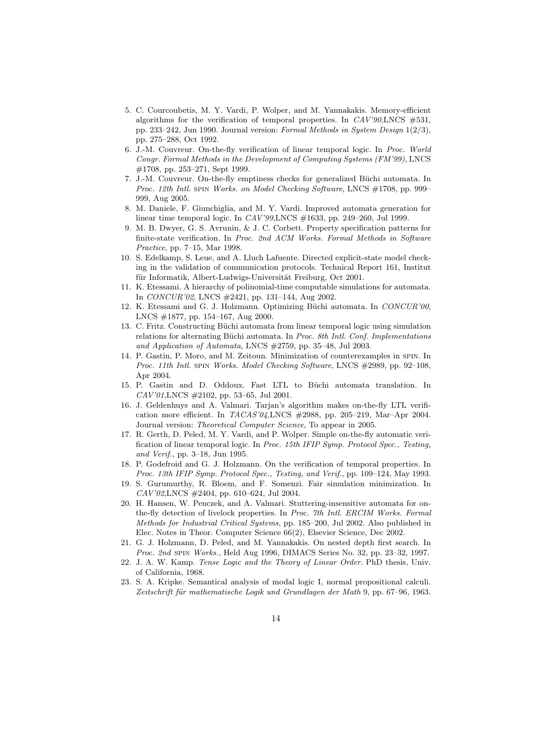5. C. Courcoubetis, M. Y. Vardi, P. Wolper, and M. Yannakakis. Memory-efficient algorithms for the verification of temporal properties. In *CAV'90*,LNCS #531, pp. 233–242, Jun 1990. Journal version: *Formal Methods in System Design* 1(2/3), pp. 275–288, Oct 1992.
6. J.-M. Couvreur. On-the-fly verification of linear temporal logic. In *Proc. World Congr. Formal Methods in the Development of Computing Systems (FM'99)*, LNCS #1708, pp. 253–271, Sept 1999.
7. J.-M. Couvreur. On-the-fly emptiness checks for generalized Büchi automata. In *Proc. 12th Intl.* SPIN *Works. on Model Checking Software*, LNCS #1708, pp. 999–999, Aug 2005.
8. M. Daniele, F. Giunchiglia, and M. Y. Vardi. Improved automata generation for linear time temporal logic. In *CAV'99*,LNCS #1633, pp. 249–260, Jul 1999.
9. M. B. Dwyer, G. S. Avrunin, & J. C. Corbett. Property specification patterns for finite-state verification. In *Proc. 2nd ACM Works. Formal Methods in Software Practice*, pp. 7–15, Mar 1998.
10. S. Edelkamp, S. Leue, and A. Lluch Lafuente. Directed explicit-state model checking in the validation of communication protocols. Technical Report 161, Institut für Informatik, Albert-Ludwigs-Universität Freiburg, Oct 2001.
11. K. Etessami. A hierarchy of polinomial-time computable simulations for automata. In *CONCUR'02*, LNCS #2421, pp. 131–144, Aug 2002.
12. K. Etessami and G. J. Holzmann. Optimizing Büchi automata. In *CONCUR'00*, LNCS #1877, pp. 154–167, Aug 2000.
13. C. Fritz. Constructing Büchi automata from linear temporal logic using simulation relations for alternating Büchi automata. In *Proc. 8th Intl. Conf. Implementations and Application of Automata*, LNCS #2759, pp. 35–48, Jul 2003.
14. P. Gastin, P. Moro, and M. Zeitoun. Minimization of counterexamples in SPIN. In *Proc. 11th Intl.* SPIN *Works. Model Checking Software*, LNCS #2989, pp. 92–108, Apr 2004.
15. P. Gastin and D. Oddoux. Fast LTL to Büchi automata translation. In *CAV'01*,LNCS #2102, pp. 53–65, Jul 2001.
16. J. Geldenhuys and A. Valmari. Tarjan's algorithm makes on-the-fly LTL verification more efficient. In *TACAS'04*,LNCS #2988, pp. 205–219, Mar–Apr 2004. Journal version: *Theoretical Computer Science*, To appear in 2005.
17. R. Gerth, D. Peled, M. Y. Vardi, and P. Wolper. Simple on-the-fly automatic verification of linear temporal logic. In *Proc. 15th IFIP Symp. Protocol Spec., Testing, and Verif.*, pp. 3–18, Jun 1995.
18. P. Godefroid and G. J. Holzmann. On the verification of temporal properties. In *Proc. 13th IFIP Symp. Protocol Spec., Testing, and Verif.*, pp. 109–124, May 1993.
19. S. Gurumurthy, R. Bloem, and F. Somenzi. Fair simulation minimization. In *CAV'02*,LNCS #2404, pp. 610–624, Jul 2004.
20. H. Hansen, W. Penczek, and A. Valmari. Stuttering-insensitive automata for on-the-fly detection of livelock properties. In *Proc. 7th Intl. ERCIM Works. Formal Methods for Industrial Critical Systems*, pp. 185–200, Jul 2002. Also published in Elec. Notes in Theor. Computer Science 66(2), Elsevier Science, Dec 2002.
21. G. J. Holzmann, D. Peled, and M. Yannakakis. On nested depth first search. In *Proc. 2nd* SPIN *Works.*, Held Aug 1996, DIMACS Series No. 32, pp. 23–32, 1997.
22. J. A. W. Kamp. *Tense Logic and the Theory of Linear Order*. PhD thesis, Univ. of California, 1968.
23. S. A. Kripke. Semantical analysis of modal logic I, normal propositional calculi. *Zeitschrift für mathematische Logik und Grundlagen der Math* 9, pp. 67–96, 1963.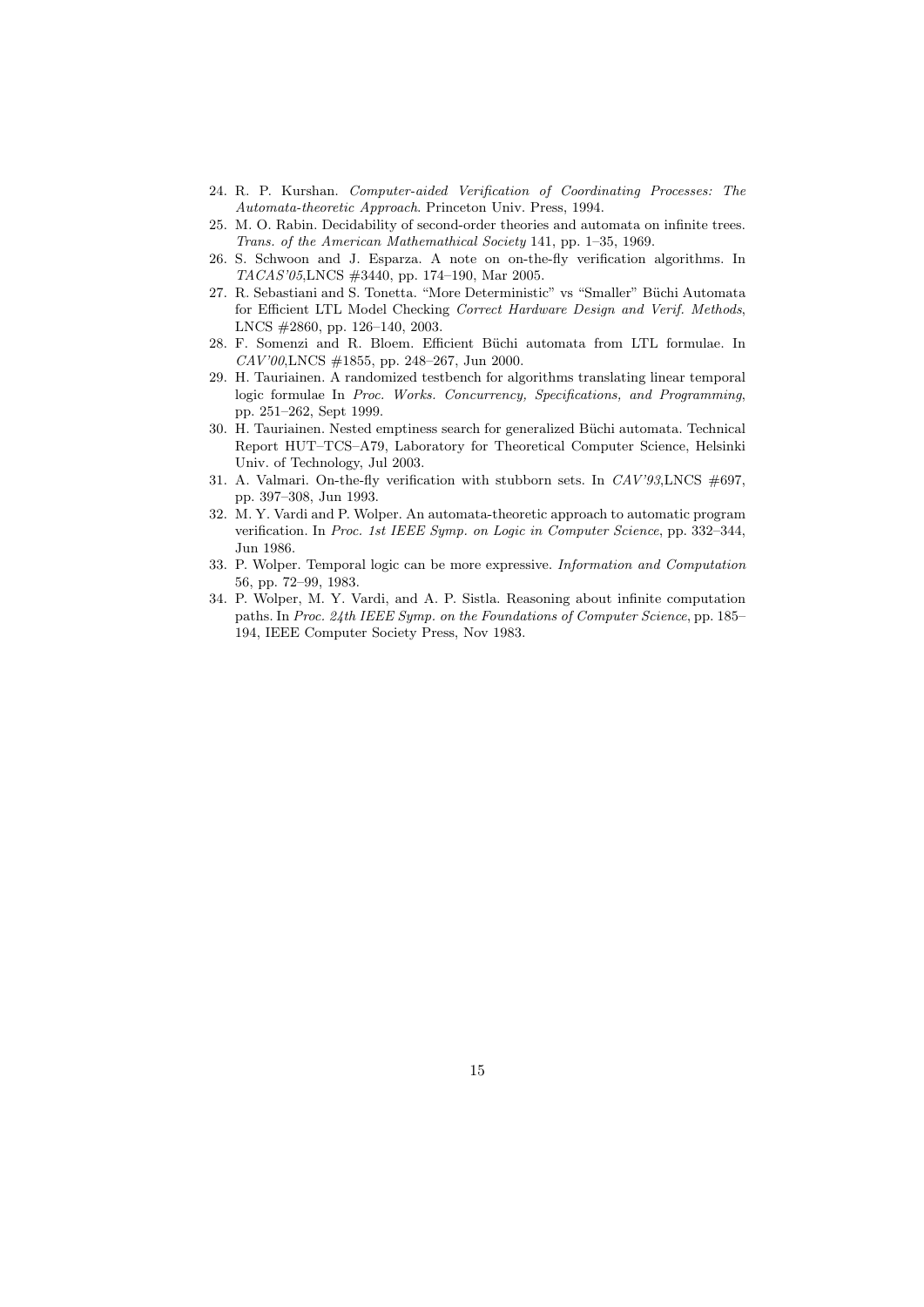24. R. P. Kurshan. *Computer-aided Verification of Coordinating Processes: The Automata-theoretic Approach*. Princeton Univ. Press, 1994.
25. M. O. Rabin. Decidability of second-order theories and automata on infinite trees. *Trans. of the American Mathemathical Society* 141, pp. 1–35, 1969.
26. S. Schwoon and J. Esparza. A note on on-the-fly verification algorithms. In *TACAS'05*,LNCS #3440, pp. 174–190, Mar 2005.
27. R. Sebastiani and S. Tonetta. "More Deterministic" vs "Smaller" Büchi Automata for Efficient LTL Model Checking *Correct Hardware Design and Verif. Methods*, LNCS #2860, pp. 126–140, 2003.
28. F. Somenzi and R. Bloem. Efficient Büchi automata from LTL formulae. In *CAV'00*,LNCS #1855, pp. 248–267, Jun 2000.
29. H. Tauriainen. A randomized testbench for algorithms translating linear temporal logic formulae In *Proc. Works. Concurrency, Specifications, and Programming*, pp. 251–262, Sept 1999.
30. H. Tauriainen. Nested emptiness search for generalized Büchi automata. Technical Report HUT–TCS–A79, Laboratory for Theoretical Computer Science, Helsinki Univ. of Technology, Jul 2003.
31. A. Valmari. On-the-fly verification with stubborn sets. In *CAV'93*,LNCS #697, pp. 397–308, Jun 1993.
32. M. Y. Vardi and P. Wolper. An automata-theoretic approach to automatic program verification. In *Proc. 1st IEEE Symp. on Logic in Computer Science*, pp. 332–344, Jun 1986.
33. P. Wolper. Temporal logic can be more expressive. *Information and Computation* 56, pp. 72–99, 1983.
34. P. Wolper, M. Y. Vardi, and A. P. Sistla. Reasoning about infinite computation paths. In *Proc. 24th IEEE Symp. on the Foundations of Computer Science*, pp. 185–194, IEEE Computer Society Press, Nov 1983.